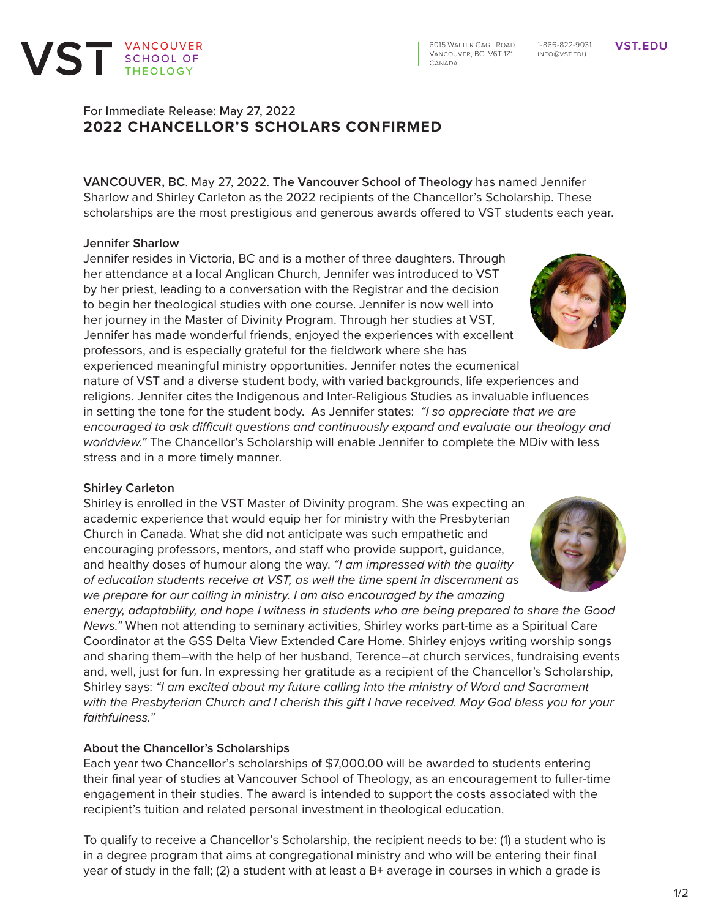VST | VANCOUVER SCHOOL OF THEOLOGY

6015 Walter Gage Road
Vancouver, BC V6T 1Z1
Canada

1-866-822-9031
info@vst.edu

VST.EDU

For Immediate Release: May 27, 2022

# 2022 CHANCELLOR'S SCHOLARS CONFIRMED

**VANCOUVER, BC**. May 27, 2022. **The Vancouver School of Theology** has named Jennifer Sharlow and Shirley Carleton as the 2022 recipients of the Chancellor's Scholarship. These scholarships are the most prestigious and generous awards offered to VST students each year.

### Jennifer Sharlow

Jennifer resides in Victoria, BC and is a mother of three daughters. Through her attendance at a local Anglican Church, Jennifer was introduced to VST by her priest, leading to a conversation with the Registrar and the decision to begin her theological studies with one course. Jennifer is now well into her journey in the Master of Divinity Program. Through her studies at VST, Jennifer has made wonderful friends, enjoyed the experiences with excellent professors, and is especially grateful for the fieldwork where she has experienced meaningful ministry opportunities. Jennifer notes the ecumenical nature of VST and a diverse student body, with varied backgrounds, life experiences and religions. Jennifer cites the Indigenous and Inter-Religious Studies as invaluable influences in setting the tone for the student body. As Jennifer states: *"I so appreciate that we are encouraged to ask difficult questions and continuously expand and evaluate our theology and worldview."* The Chancellor's Scholarship will enable Jennifer to complete the MDiv with less stress and in a more timely manner.

### Shirley Carleton

Shirley is enrolled in the VST Master of Divinity program. She was expecting an academic experience that would equip her for ministry with the Presbyterian Church in Canada. What she did not anticipate was such empathetic and encouraging professors, mentors, and staff who provide support, guidance, and healthy doses of humour along the way. *"I am impressed with the quality of education students receive at VST, as well the time spent in discernment as we prepare for our calling in ministry. I am also encouraged by the amazing energy, adaptability, and hope I witness in students who are being prepared to share the Good News."* When not attending to seminary activities, Shirley works part-time as a Spiritual Care Coordinator at the GSS Delta View Extended Care Home. Shirley enjoys writing worship songs and sharing them—with the help of her husband, Terence—at church services, fundraising events and, well, just for fun. In expressing her gratitude as a recipient of the Chancellor's Scholarship, Shirley says: *"I am excited about my future calling into the ministry of Word and Sacrament with the Presbyterian Church and I cherish this gift I have received. May God bless you for your faithfulness."*

### About the Chancellor's Scholarships

Each year two Chancellor's scholarships of $7,000.00 will be awarded to students entering their final year of studies at Vancouver School of Theology, as an encouragement to fuller-time engagement in their studies. The award is intended to support the costs associated with the recipient's tuition and related personal investment in theological education.

To qualify to receive a Chancellor's Scholarship, the recipient needs to be: (1) a student who is in a degree program that aims at congregational ministry and who will be entering their final year of study in the fall; (2) a student with at least a B+ average in courses in which a grade is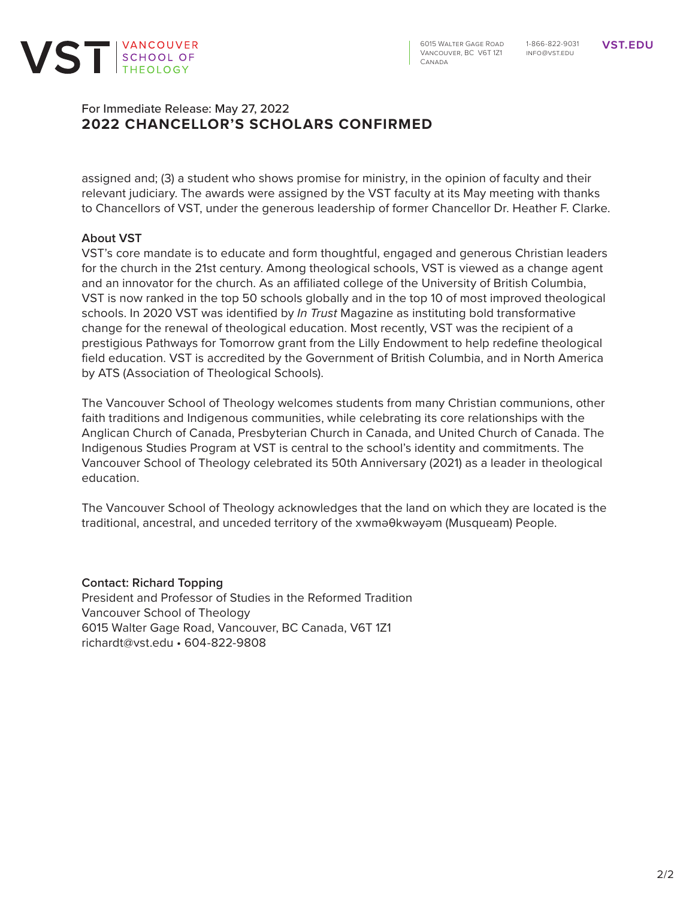For Immediate Release: May 27, 2022

**2022 CHANCELLOR'S SCHOLARS CONFIRMED**

assigned and; (3) a student who shows promise for ministry, in the opinion of faculty and their relevant judiciary. The awards were assigned by the VST faculty at its May meeting with thanks to Chancellors of VST, under the generous leadership of former Chancellor Dr. Heather F. Clarke.

**About VST**

VST's core mandate is to educate and form thoughtful, engaged and generous Christian leaders for the church in the 21st century. Among theological schools, VST is viewed as a change agent and an innovator for the church. As an affiliated college of the University of British Columbia, VST is now ranked in the top 50 schools globally and in the top 10 of most improved theological schools. In 2020 VST was identified by *In Trust* Magazine as instituting bold transformative change for the renewal of theological education. Most recently, VST was the recipient of a prestigious Pathways for Tomorrow grant from the Lilly Endowment to help redefine theological field education. VST is accredited by the Government of British Columbia, and in North America by ATS (Association of Theological Schools).

The Vancouver School of Theology welcomes students from many Christian communions, other faith traditions and Indigenous communities, while celebrating its core relationships with the Anglican Church of Canada, Presbyterian Church in Canada, and United Church of Canada. The Indigenous Studies Program at VST is central to the school's identity and commitments. The Vancouver School of Theology celebrated its 50th Anniversary (2021) as a leader in theological education.

The Vancouver School of Theology acknowledges that the land on which they are located is the traditional, ancestral, and unceded territory of the xwməθkwəyəm (Musqueam) People.

**Contact: Richard Topping**
President and Professor of Studies in the Reformed Tradition
Vancouver School of Theology
6015 Walter Gage Road, Vancouver, BC Canada, V6T 1Z1
richardt@vst.edu • 604-822-9808